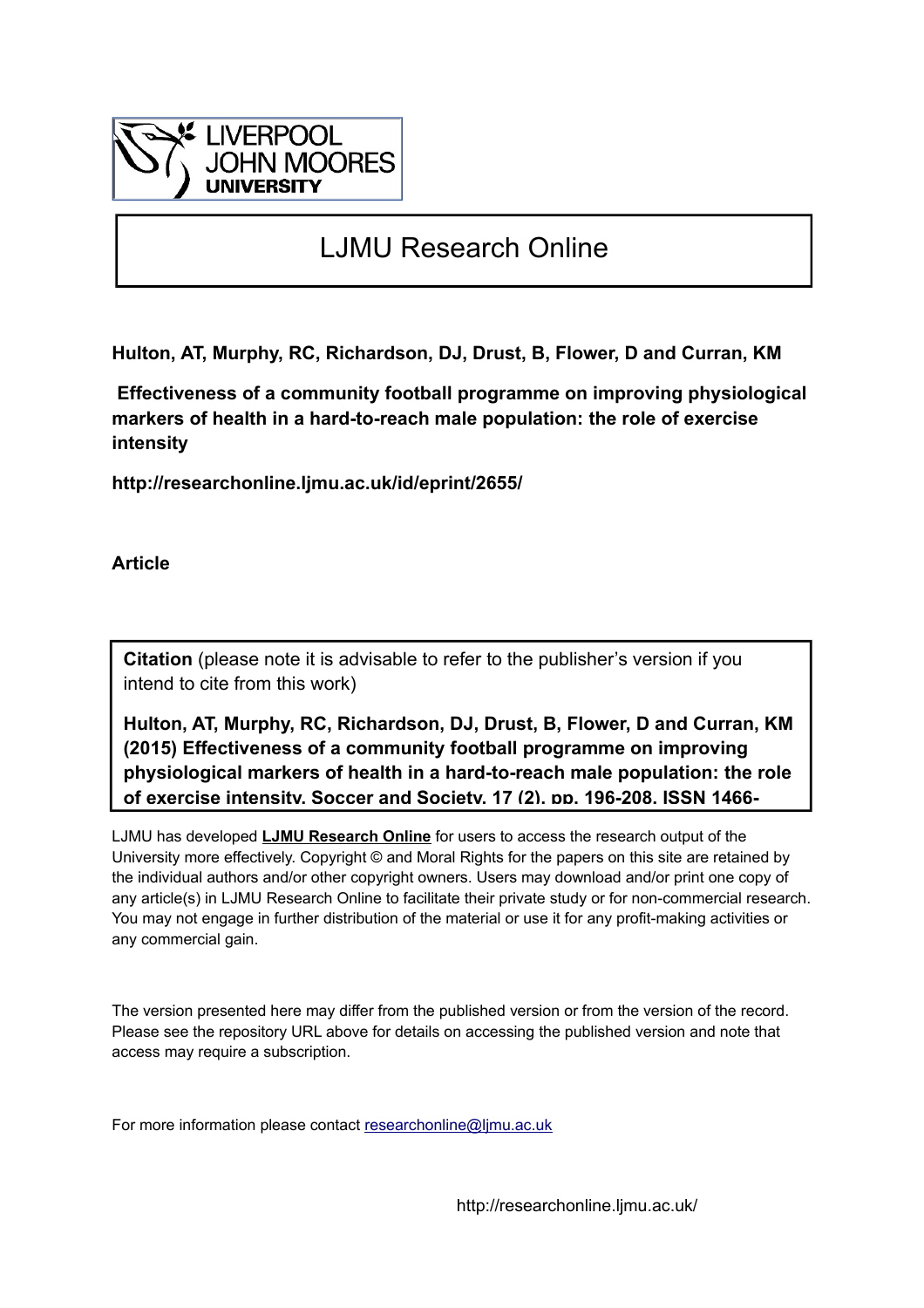LIVERPOOL JOHN MOORES UNIVERSITY

# LJMU Research Online

**Hulton, AT, Murphy, RC, Richardson, DJ, Drust, B, Flower, D and Curran, KM**

**Effectiveness of a community football programme on improving physiological markers of health in a hard-to-reach male population: the role of exercise intensity**

**http://researchonline.ljmu.ac.uk/id/eprint/2655/**

**Article**

**Citation** (please note it is advisable to refer to the publisher's version if you intend to cite from this work)

**Hulton, AT, Murphy, RC, Richardson, DJ, Drust, B, Flower, D and Curran, KM (2015) Effectiveness of a community football programme on improving physiological markers of health in a hard-to-reach male population: the role of exercise intensity. Soccer and Society, 17 (2). pp. 196-208. ISSN 1466-**

LJMU has developed **LJMU Research Online** for users to access the research output of the University more effectively. Copyright © and Moral Rights for the papers on this site are retained by the individual authors and/or other copyright owners. Users may download and/or print one copy of any article(s) in LJMU Research Online to facilitate their private study or for non-commercial research. You may not engage in further distribution of the material or use it for any profit-making activities or any commercial gain.

The version presented here may differ from the published version or from the version of the record. Please see the repository URL above for details on accessing the published version and note that access may require a subscription.

For more information please contact researchonline@ljmu.ac.uk

http://researchonline.ljmu.ac.uk/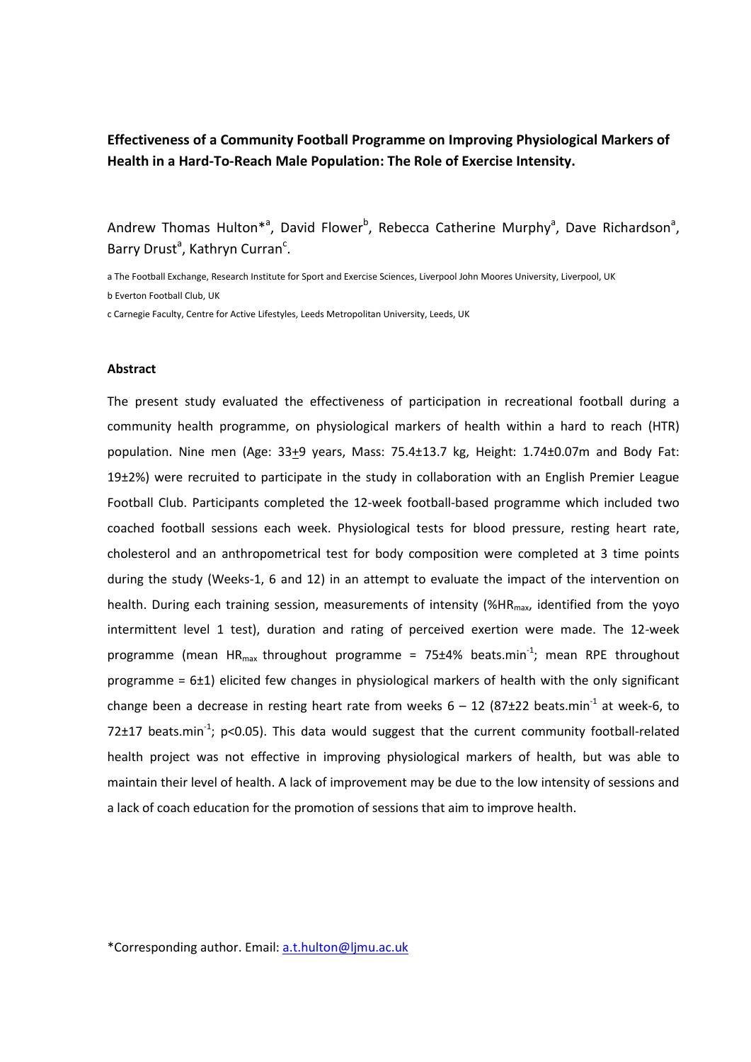**Effectiveness of a Community Football Programme on Improving Physiological Markers of Health in a Hard-To-Reach Male Population: The Role of Exercise Intensity.**

Andrew Thomas Hulton*[a], David Flower[b], Rebecca Catherine Murphy[a], Dave Richardson[a], Barry Drust[a], Kathryn Curran[c].

a The Football Exchange, Research Institute for Sport and Exercise Sciences, Liverpool John Moores University, Liverpool, UK

b Everton Football Club, UK

c Carnegie Faculty, Centre for Active Lifestyles, Leeds Metropolitan University, Leeds, UK

**Abstract**

The present study evaluated the effectiveness of participation in recreational football during a community health programme, on physiological markers of health within a hard to reach (HTR) population. Nine men (Age: 33±9 years, Mass: 75.4±13.7 kg, Height: 1.74±0.07m and Body Fat: 19±2%) were recruited to participate in the study in collaboration with an English Premier League Football Club. Participants completed the 12-week football-based programme which included two coached football sessions each week. Physiological tests for blood pressure, resting heart rate, cholesterol and an anthropometrical test for body composition were completed at 3 time points during the study (Weeks-1, 6 and 12) in an attempt to evaluate the impact of the intervention on health. During each training session, measurements of intensity (%$HR_{max}$, identified from the yoyo intermittent level 1 test), duration and rating of perceived exertion were made. The 12-week programme (mean $HR_{max}$ throughout programme = 75±4% beats.min$^{-1}$; mean RPE throughout programme = 6±1) elicited few changes in physiological markers of health with the only significant change been a decrease in resting heart rate from weeks 6 – 12 (87±22 beats.min$^{-1}$ at week-6, to 72±17 beats.min$^{-1}$; $p<0.05$). This data would suggest that the current community football-related health project was not effective in improving physiological markers of health, but was able to maintain their level of health. A lack of improvement may be due to the low intensity of sessions and a lack of coach education for the promotion of sessions that aim to improve health.

*Corresponding author. Email: a.t.hulton@ljmu.ac.uk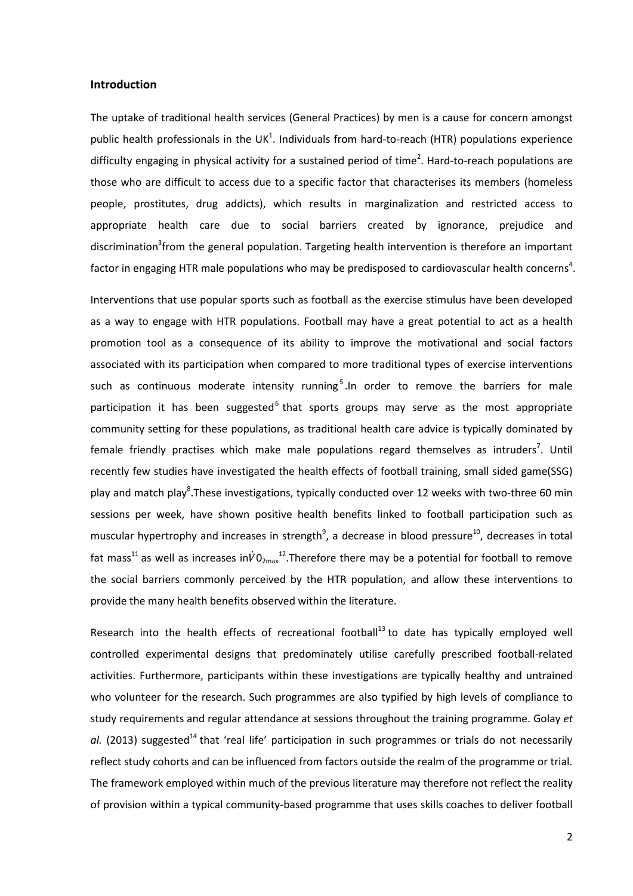## Introduction

The uptake of traditional health services (General Practices) by men is a cause for concern amongst public health professionals in the UK[1]. Individuals from hard-to-reach (HTR) populations experience difficulty engaging in physical activity for a sustained period of time[2]. Hard-to-reach populations are those who are difficult to access due to a specific factor that characterises its members (homeless people, prostitutes, drug addicts), which results in marginalization and restricted access to appropriate health care due to social barriers created by ignorance, prejudice and discrimination[3]from the general population. Targeting health intervention is therefore an important factor in engaging HTR male populations who may be predisposed to cardiovascular health concerns[4].

Interventions that use popular sports such as football as the exercise stimulus have been developed as a way to engage with HTR populations. Football may have a great potential to act as a health promotion tool as a consequence of its ability to improve the motivational and social factors associated with its participation when compared to more traditional types of exercise interventions such as continuous moderate intensity running[5].In order to remove the barriers for male participation it has been suggested[6] that sports groups may serve as the most appropriate community setting for these populations, as traditional health care advice is typically dominated by female friendly practises which make male populations regard themselves as intruders[7]. Until recently few studies have investigated the health effects of football training, small sided game(SSG) play and match play[8].These investigations, typically conducted over 12 weeks with two-three 60 min sessions per week, have shown positive health benefits linked to football participation such as muscular hypertrophy and increases in strength[9], a decrease in blood pressure[10], decreases in total fat mass[11] as well as increases in $\dot{V}0_{2max}$[12].Therefore there may be a potential for football to remove the social barriers commonly perceived by the HTR population, and allow these interventions to provide the many health benefits observed within the literature.

Research into the health effects of recreational football[13] to date has typically employed well controlled experimental designs that predominately utilise carefully prescribed football-related activities. Furthermore, participants within these investigations are typically healthy and untrained who volunteer for the research. Such programmes are also typified by high levels of compliance to study requirements and regular attendance at sessions throughout the training programme. Golay *et al.* (2013) suggested[14] that 'real life' participation in such programmes or trials do not necessarily reflect study cohorts and can be influenced from factors outside the realm of the programme or trial. The framework employed within much of the previous literature may therefore not reflect the reality of provision within a typical community-based programme that uses skills coaches to deliver football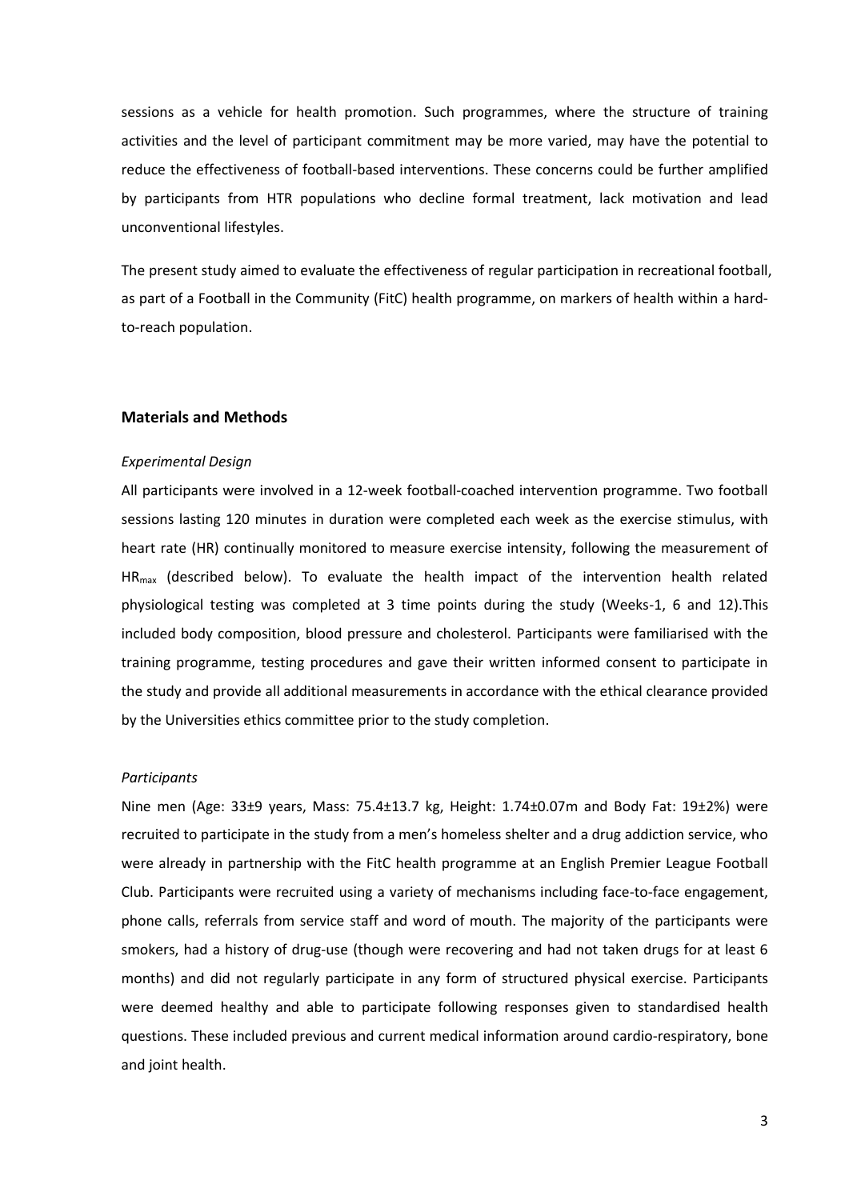sessions as a vehicle for health promotion. Such programmes, where the structure of training activities and the level of participant commitment may be more varied, may have the potential to reduce the effectiveness of football-based interventions. These concerns could be further amplified by participants from HTR populations who decline formal treatment, lack motivation and lead unconventional lifestyles.

The present study aimed to evaluate the effectiveness of regular participation in recreational football, as part of a Football in the Community (FitC) health programme, on markers of health within a hard-to-reach population.

## Materials and Methods

### *Experimental Design*

All participants were involved in a 12-week football-coached intervention programme. Two football sessions lasting 120 minutes in duration were completed each week as the exercise stimulus, with heart rate (HR) continually monitored to measure exercise intensity, following the measurement of $HR_{max}$ (described below). To evaluate the health impact of the intervention health related physiological testing was completed at 3 time points during the study (Weeks-1, 6 and 12).This included body composition, blood pressure and cholesterol. Participants were familiarised with the training programme, testing procedures and gave their written informed consent to participate in the study and provide all additional measurements in accordance with the ethical clearance provided by the Universities ethics committee prior to the study completion.

### *Participants*

Nine men (Age: 33±9 years, Mass: 75.4±13.7 kg, Height: 1.74±0.07m and Body Fat: 19±2%) were recruited to participate in the study from a men's homeless shelter and a drug addiction service, who were already in partnership with the FitC health programme at an English Premier League Football Club. Participants were recruited using a variety of mechanisms including face-to-face engagement, phone calls, referrals from service staff and word of mouth. The majority of the participants were smokers, had a history of drug-use (though were recovering and had not taken drugs for at least 6 months) and did not regularly participate in any form of structured physical exercise. Participants were deemed healthy and able to participate following responses given to standardised health questions. These included previous and current medical information around cardio-respiratory, bone and joint health.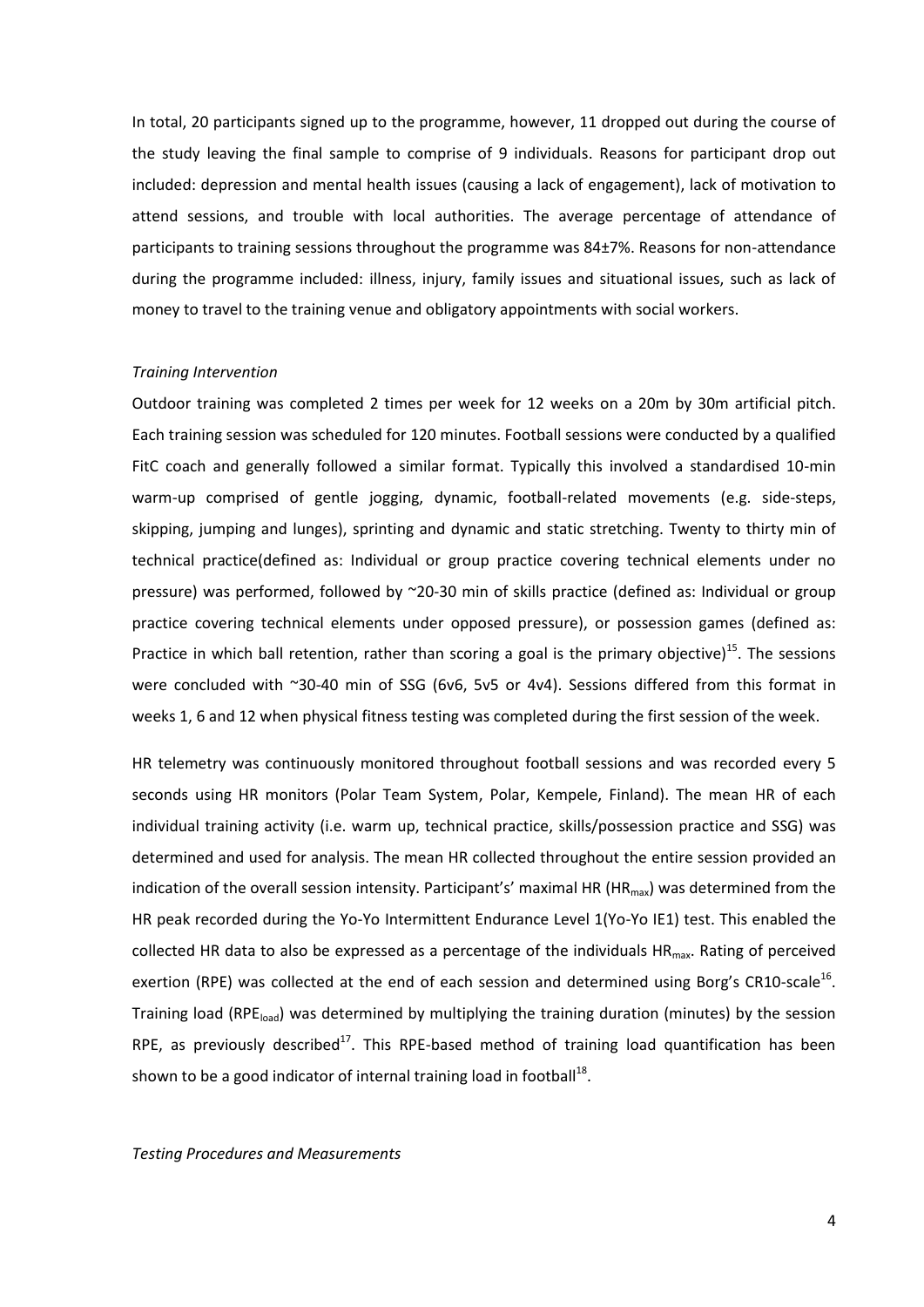In total, 20 participants signed up to the programme, however, 11 dropped out during the course of the study leaving the final sample to comprise of 9 individuals. Reasons for participant drop out included: depression and mental health issues (causing a lack of engagement), lack of motivation to attend sessions, and trouble with local authorities. The average percentage of attendance of participants to training sessions throughout the programme was 84±7%. Reasons for non-attendance during the programme included: illness, injury, family issues and situational issues, such as lack of money to travel to the training venue and obligatory appointments with social workers.

*Training Intervention*

Outdoor training was completed 2 times per week for 12 weeks on a 20m by 30m artificial pitch. Each training session was scheduled for 120 minutes. Football sessions were conducted by a qualified FitC coach and generally followed a similar format. Typically this involved a standardised 10-min warm-up comprised of gentle jogging, dynamic, football-related movements (e.g. side-steps, skipping, jumping and lunges), sprinting and dynamic and static stretching. Twenty to thirty min of technical practice(defined as: Individual or group practice covering technical elements under no pressure) was performed, followed by ~20-30 min of skills practice (defined as: Individual or group practice covering technical elements under opposed pressure), or possession games (defined as: Practice in which ball retention, rather than scoring a goal is the primary objective)[15]. The sessions were concluded with ~30-40 min of SSG (6v6, 5v5 or 4v4). Sessions differed from this format in weeks 1, 6 and 12 when physical fitness testing was completed during the first session of the week.

HR telemetry was continuously monitored throughout football sessions and was recorded every 5 seconds using HR monitors (Polar Team System, Polar, Kempele, Finland). The mean HR of each individual training activity (i.e. warm up, technical practice, skills/possession practice and SSG) was determined and used for analysis. The mean HR collected throughout the entire session provided an indication of the overall session intensity. Participant's' maximal HR ($HR_{max}$) was determined from the HR peak recorded during the Yo-Yo Intermittent Endurance Level 1(Yo-Yo IE1) test. This enabled the collected HR data to also be expressed as a percentage of the individuals $HR_{max}$. Rating of perceived exertion (RPE) was collected at the end of each session and determined using Borg's CR10-scale[16]. Training load ($RPE_{load}$) was determined by multiplying the training duration (minutes) by the session RPE, as previously described[17]. This RPE-based method of training load quantification has been shown to be a good indicator of internal training load in football[18].

*Testing Procedures and Measurements*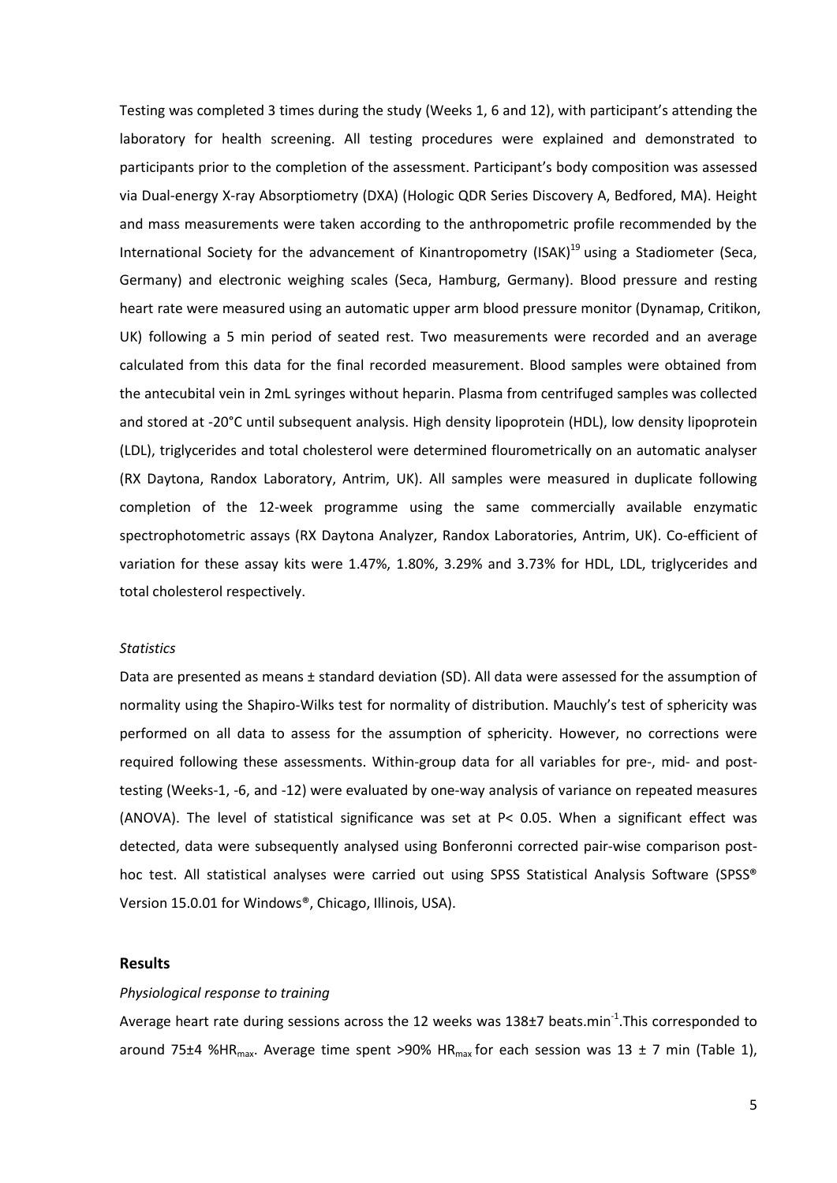Testing was completed 3 times during the study (Weeks 1, 6 and 12), with participant's attending the laboratory for health screening. All testing procedures were explained and demonstrated to participants prior to the completion of the assessment. Participant's body composition was assessed via Dual-energy X-ray Absorptiometry (DXA) (Hologic QDR Series Discovery A, Bedfored, MA). Height and mass measurements were taken according to the anthropometric profile recommended by the International Society for the advancement of Kinantropometry (ISAK)[19] using a Stadiometer (Seca, Germany) and electronic weighing scales (Seca, Hamburg, Germany). Blood pressure and resting heart rate were measured using an automatic upper arm blood pressure monitor (Dynamap, Critikon, UK) following a 5 min period of seated rest. Two measurements were recorded and an average calculated from this data for the final recorded measurement. Blood samples were obtained from the antecubital vein in 2mL syringes without heparin. Plasma from centrifuged samples was collected and stored at -20°C until subsequent analysis. High density lipoprotein (HDL), low density lipoprotein (LDL), triglycerides and total cholesterol were determined flourometrically on an automatic analyser (RX Daytona, Randox Laboratory, Antrim, UK). All samples were measured in duplicate following completion of the 12-week programme using the same commercially available enzymatic spectrophotometric assays (RX Daytona Analyzer, Randox Laboratories, Antrim, UK). Co-efficient of variation for these assay kits were 1.47%, 1.80%, 3.29% and 3.73% for HDL, LDL, triglycerides and total cholesterol respectively.

*Statistics*

Data are presented as means ± standard deviation (SD). All data were assessed for the assumption of normality using the Shapiro-Wilks test for normality of distribution. Mauchly's test of sphericity was performed on all data to assess for the assumption of sphericity. However, no corrections were required following these assessments. Within-group data for all variables for pre-, mid- and post-testing (Weeks-1, -6, and -12) were evaluated by one-way analysis of variance on repeated measures (ANOVA). The level of statistical significance was set at $P < 0.05$. When a significant effect was detected, data were subsequently analysed using Bonferonni corrected pair-wise comparison post-hoc test. All statistical analyses were carried out using SPSS Statistical Analysis Software (SPSS® Version 15.0.01 for Windows®, Chicago, Illinois, USA).

## Results

*Physiological response to training*

Average heart rate during sessions across the 12 weeks was 138±7 beats.min$^{-1}$.This corresponded to around 75±4 %$HR_{max}$. Average time spent >90% $HR_{max}$ for each session was 13 ± 7 min (Table 1),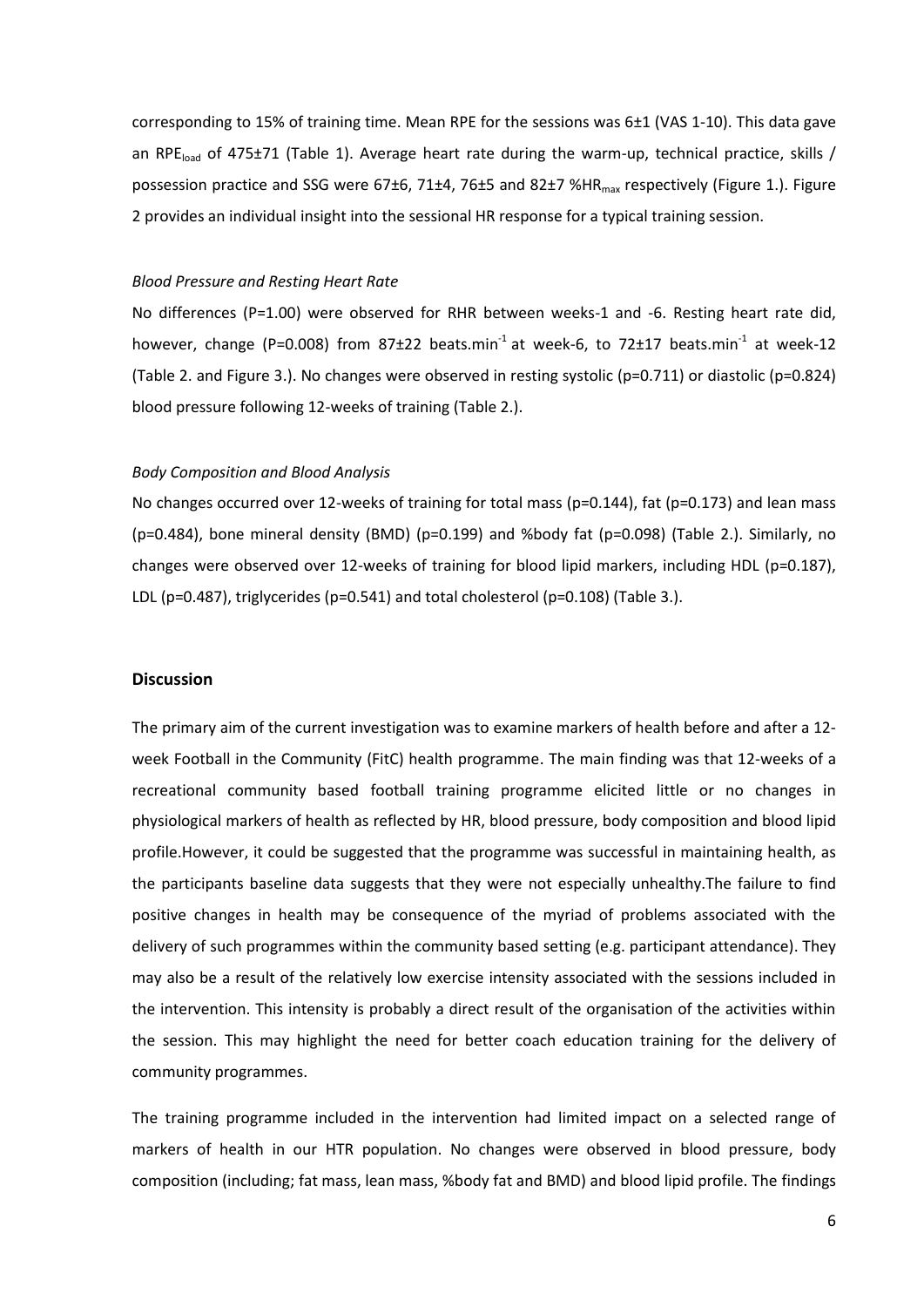corresponding to 15% of training time. Mean RPE for the sessions was 6±1 (VAS 1-10). This data gave an $RPE_{load}$ of 475±71 (Table 1). Average heart rate during the warm-up, technical practice, skills / possession practice and SSG were 67±6, 71±4, 76±5 and 82±7 $\%HR_{max}$ respectively (Figure 1.). Figure 2 provides an individual insight into the sessional HR response for a typical training session.

*Blood Pressure and Resting Heart Rate*

No differences (P=1.00) were observed for RHR between weeks-1 and -6. Resting heart rate did, however, change (P=0.008) from 87±22 $beats.min^{-1}$ at week-6, to 72±17 $beats.min^{-1}$ at week-12 (Table 2. and Figure 3.). No changes were observed in resting systolic (p=0.711) or diastolic (p=0.824) blood pressure following 12-weeks of training (Table 2.).

*Body Composition and Blood Analysis*

No changes occurred over 12-weeks of training for total mass (p=0.144), fat (p=0.173) and lean mass (p=0.484), bone mineral density (BMD) (p=0.199) and %body fat (p=0.098) (Table 2.). Similarly, no changes were observed over 12-weeks of training for blood lipid markers, including HDL (p=0.187), LDL (p=0.487), triglycerides (p=0.541) and total cholesterol (p=0.108) (Table 3.).

## Discussion

The primary aim of the current investigation was to examine markers of health before and after a 12-week Football in the Community (FitC) health programme. The main finding was that 12-weeks of a recreational community based football training programme elicited little or no changes in physiological markers of health as reflected by HR, blood pressure, body composition and blood lipid profile.However, it could be suggested that the programme was successful in maintaining health, as the participants baseline data suggests that they were not especially unhealthy.The failure to find positive changes in health may be consequence of the myriad of problems associated with the delivery of such programmes within the community based setting (e.g. participant attendance). They may also be a result of the relatively low exercise intensity associated with the sessions included in the intervention. This intensity is probably a direct result of the organisation of the activities within the session. This may highlight the need for better coach education training for the delivery of community programmes.

The training programme included in the intervention had limited impact on a selected range of markers of health in our HTR population. No changes were observed in blood pressure, body composition (including; fat mass, lean mass, %body fat and BMD) and blood lipid profile. The findings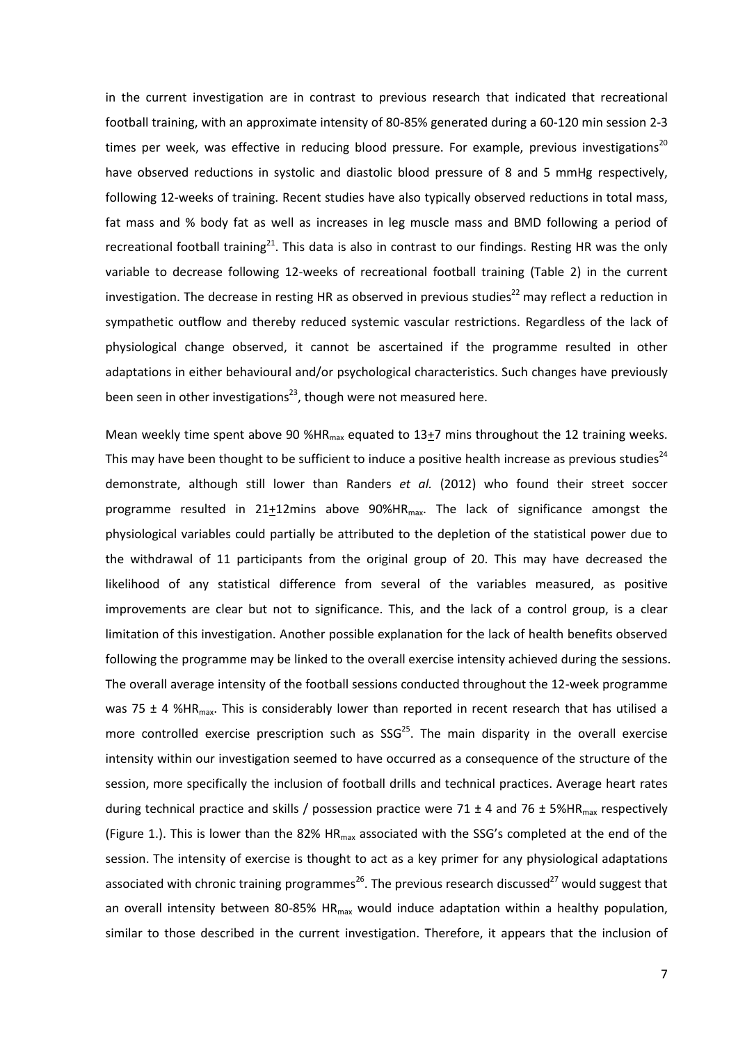in the current investigation are in contrast to previous research that indicated that recreational football training, with an approximate intensity of 80-85% generated during a 60-120 min session 2-3 times per week, was effective in reducing blood pressure. For example, previous investigations[20] have observed reductions in systolic and diastolic blood pressure of 8 and 5 mmHg respectively, following 12-weeks of training. Recent studies have also typically observed reductions in total mass, fat mass and % body fat as well as increases in leg muscle mass and BMD following a period of recreational football training[21]. This data is also in contrast to our findings. Resting HR was the only variable to decrease following 12-weeks of recreational football training (Table 2) in the current investigation. The decrease in resting HR as observed in previous studies[22] may reflect a reduction in sympathetic outflow and thereby reduced systemic vascular restrictions. Regardless of the lack of physiological change observed, it cannot be ascertained if the programme resulted in other adaptations in either behavioural and/or psychological characteristics. Such changes have previously been seen in other investigations[23], though were not measured here.

Mean weekly time spent above 90 $\%HR_{max}$ equated to $13 \pm 7$ mins throughout the 12 training weeks. This may have been thought to be sufficient to induce a positive health increase as previous studies[24] demonstrate, although still lower than Randers *et al.* (2012) who found their street soccer programme resulted in $21 \pm 12$mins above $90\%HR_{max}$. The lack of significance amongst the physiological variables could partially be attributed to the depletion of the statistical power due to the withdrawal of 11 participants from the original group of 20. This may have decreased the likelihood of any statistical difference from several of the variables measured, as positive improvements are clear but not to significance. This, and the lack of a control group, is a clear limitation of this investigation. Another possible explanation for the lack of health benefits observed following the programme may be linked to the overall exercise intensity achieved during the sessions. The overall average intensity of the football sessions conducted throughout the 12-week programme was $75 \pm 4$ $\%HR_{max}$. This is considerably lower than reported in recent research that has utilised a more controlled exercise prescription such as SSG[25]. The main disparity in the overall exercise intensity within our investigation seemed to have occurred as a consequence of the structure of the session, more specifically the inclusion of football drills and technical practices. Average heart rates during technical practice and skills / possession practice were $71 \pm 4$ and $76 \pm 5\%HR_{max}$ respectively (Figure 1.). This is lower than the 82% $HR_{max}$ associated with the SSG's completed at the end of the session. The intensity of exercise is thought to act as a key primer for any physiological adaptations associated with chronic training programmes[26]. The previous research discussed[27] would suggest that an overall intensity between 80-85% $HR_{max}$ would induce adaptation within a healthy population, similar to those described in the current investigation. Therefore, it appears that the inclusion of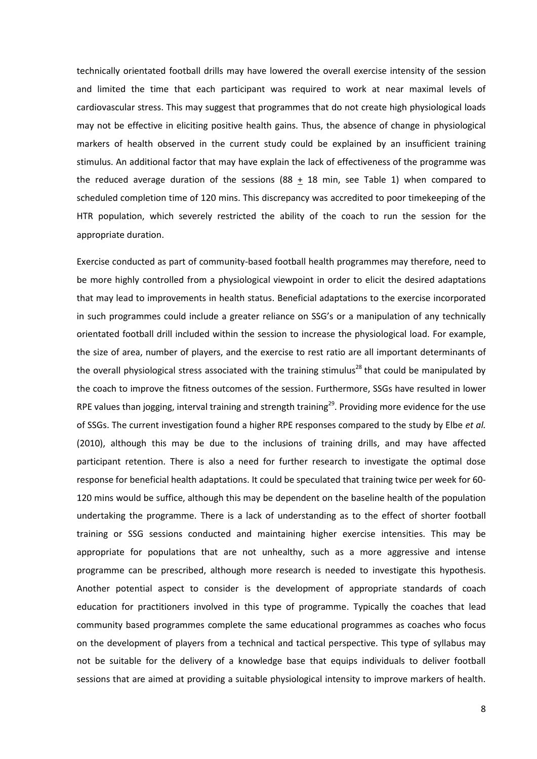technically orientated football drills may have lowered the overall exercise intensity of the session and limited the time that each participant was required to work at near maximal levels of cardiovascular stress. This may suggest that programmes that do not create high physiological loads may not be effective in eliciting positive health gains. Thus, the absence of change in physiological markers of health observed in the current study could be explained by an insufficient training stimulus. An additional factor that may have explain the lack of effectiveness of the programme was the reduced average duration of the sessions (88 $\pm$ 18 min, see Table 1) when compared to scheduled completion time of 120 mins. This discrepancy was accredited to poor timekeeping of the HTR population, which severely restricted the ability of the coach to run the session for the appropriate duration.

Exercise conducted as part of community-based football health programmes may therefore, need to be more highly controlled from a physiological viewpoint in order to elicit the desired adaptations that may lead to improvements in health status. Beneficial adaptations to the exercise incorporated in such programmes could include a greater reliance on SSG's or a manipulation of any technically orientated football drill included within the session to increase the physiological load. For example, the size of area, number of players, and the exercise to rest ratio are all important determinants of the overall physiological stress associated with the training stimulus[28] that could be manipulated by the coach to improve the fitness outcomes of the session. Furthermore, SSGs have resulted in lower RPE values than jogging, interval training and strength training[29]. Providing more evidence for the use of SSGs. The current investigation found a higher RPE responses compared to the study by Elbe *et al.* (2010), although this may be due to the inclusions of training drills, and may have affected participant retention. There is also a need for further research to investigate the optimal dose response for beneficial health adaptations. It could be speculated that training twice per week for 60-120 mins would be suffice, although this may be dependent on the baseline health of the population undertaking the programme. There is a lack of understanding as to the effect of shorter football training or SSG sessions conducted and maintaining higher exercise intensities. This may be appropriate for populations that are not unhealthy, such as a more aggressive and intense programme can be prescribed, although more research is needed to investigate this hypothesis. Another potential aspect to consider is the development of appropriate standards of coach education for practitioners involved in this type of programme. Typically the coaches that lead community based programmes complete the same educational programmes as coaches who focus on the development of players from a technical and tactical perspective. This type of syllabus may not be suitable for the delivery of a knowledge base that equips individuals to deliver football sessions that are aimed at providing a suitable physiological intensity to improve markers of health.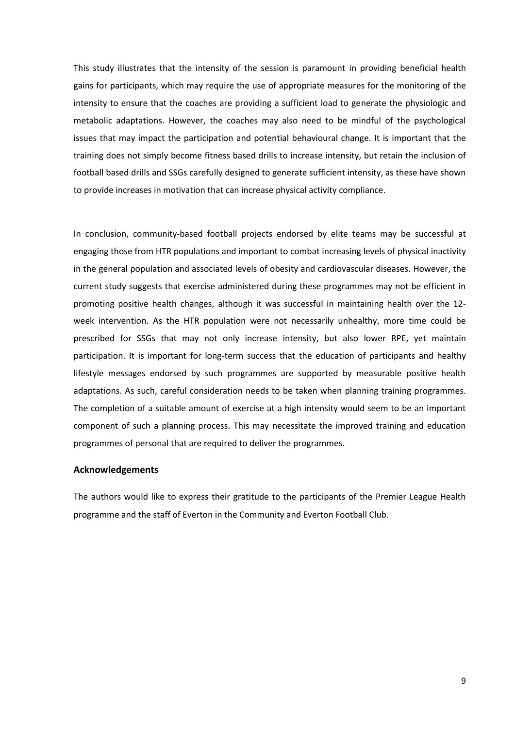This study illustrates that the intensity of the session is paramount in providing beneficial health gains for participants, which may require the use of appropriate measures for the monitoring of the intensity to ensure that the coaches are providing a sufficient load to generate the physiologic and metabolic adaptations. However, the coaches may also need to be mindful of the psychological issues that may impact the participation and potential behavioural change. It is important that the training does not simply become fitness based drills to increase intensity, but retain the inclusion of football based drills and SSGs carefully designed to generate sufficient intensity, as these have shown to provide increases in motivation that can increase physical activity compliance.

In conclusion, community-based football projects endorsed by elite teams may be successful at engaging those from HTR populations and important to combat increasing levels of physical inactivity in the general population and associated levels of obesity and cardiovascular diseases. However, the current study suggests that exercise administered during these programmes may not be efficient in promoting positive health changes, although it was successful in maintaining health over the 12-week intervention. As the HTR population were not necessarily unhealthy, more time could be prescribed for SSGs that may not only increase intensity, but also lower RPE, yet maintain participation. It is important for long-term success that the education of participants and healthy lifestyle messages endorsed by such programmes are supported by measurable positive health adaptations. As such, careful consideration needs to be taken when planning training programmes. The completion of a suitable amount of exercise at a high intensity would seem to be an important component of such a planning process. This may necessitate the improved training and education programmes of personal that are required to deliver the programmes.

### Acknowledgements

The authors would like to express their gratitude to the participants of the Premier League Health programme and the staff of Everton in the Community and Everton Football Club.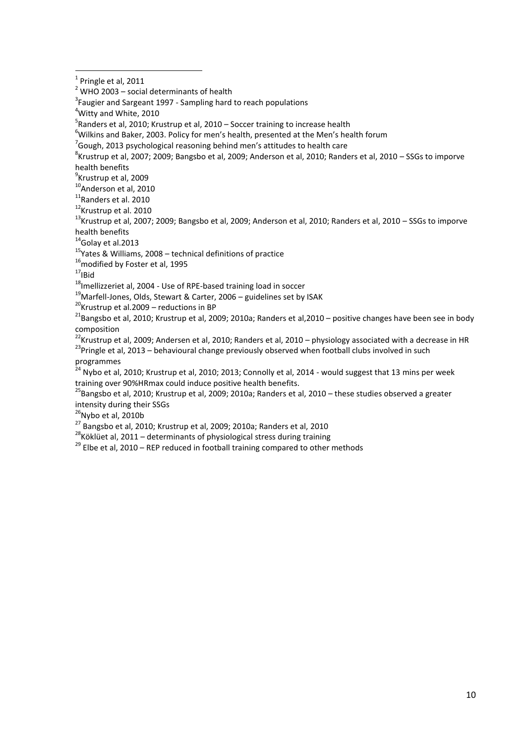[1] Pringle et al, 2011

[2] WHO 2003 – social determinants of health

[3] Faugier and Sargeant 1997 - Sampling hard to reach populations

[4] Witty and White, 2010

[5] Randers et al, 2010; Krustrup et al, 2010 – Soccer training to increase health

[6] Wilkins and Baker, 2003. Policy for men's health, presented at the Men's health forum

[7] Gough, 2013 psychological reasoning behind men's attitudes to health care

[8] Krustrup et al, 2007; 2009; Bangsbo et al, 2009; Anderson et al, 2010; Randers et al, 2010 – SSGs to imporve health benefits

[9] Krustrup et al, 2009

[10] Anderson et al, 2010

[11] Randers et al. 2010

[12] Krustrup et al. 2010

[13] Krustrup et al, 2007; 2009; Bangsbo et al, 2009; Anderson et al, 2010; Randers et al, 2010 – SSGs to imporve health benefits

[14] Golay et al.2013

[15] Yates & Williams, 2008 – technical definitions of practice

[16] modified by Foster et al, 1995

[17] IBid

[18] Imellizzeriet al, 2004 - Use of RPE-based training load in soccer

[19] Marfell-Jones, Olds, Stewart & Carter, 2006 – guidelines set by ISAK

[20] Krustrup et al.2009 – reductions in BP

[21] Bangsbo et al, 2010; Krustrup et al, 2009; 2010a; Randers et al,2010 – positive changes have been see in body composition

[22] Krustrup et al, 2009; Andersen et al, 2010; Randers et al, 2010 – physiology associated with a decrease in HR

[23] Pringle et al, 2013 – behavioural change previously observed when football clubs involved in such programmes

[24] Nybo et al, 2010; Krustrup et al, 2010; 2013; Connolly et al, 2014 - would suggest that 13 mins per week training over 90%HRmax could induce positive health benefits.

[25] Bangsbo et al, 2010; Krustrup et al, 2009; 2010a; Randers et al, 2010 – these studies observed a greater intensity during their SSGs

[26] Nybo et al, 2010b

[27] Bangsbo et al, 2010; Krustrup et al, 2009; 2010a; Randers et al, 2010

[28] Köklüet al, 2011 – determinants of physiological stress during training

[29] Elbe et al, 2010 – REP reduced in football training compared to other methods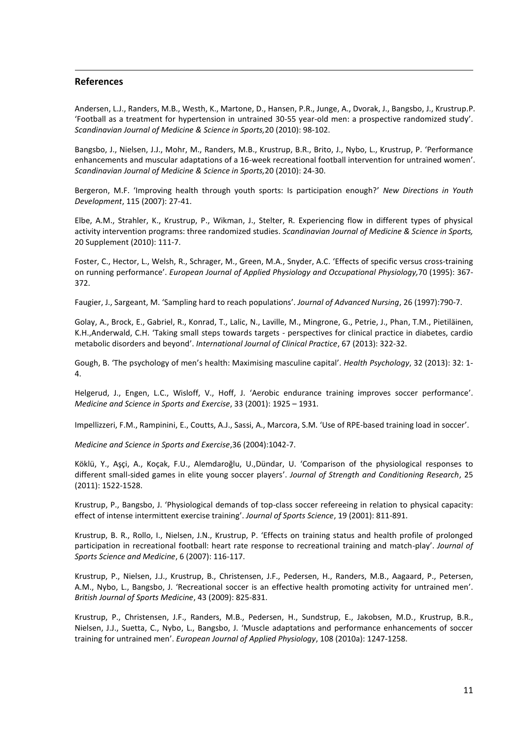## References

Andersen, L.J., Randers, M.B., Westh, K., Martone, D., Hansen, P.R., Junge, A., Dvorak, J., Bangsbo, J., Krustrup.P. 'Football as a treatment for hypertension in untrained 30-55 year-old men: a prospective randomized study'. *Scandinavian Journal of Medicine & Science in Sports,*20 (2010): 98-102.

Bangsbo, J., Nielsen, J.J., Mohr, M., Randers, M.B., Krustrup, B.R., Brito, J., Nybo, L., Krustrup, P. 'Performance enhancements and muscular adaptations of a 16-week recreational football intervention for untrained women'. *Scandinavian Journal of Medicine & Science in Sports,*20 (2010): 24-30.

Bergeron, M.F. 'Improving health through youth sports: Is participation enough?' *New Directions in Youth Development*, 115 (2007): 27-41.

Elbe, A.M., Strahler, K., Krustrup, P., Wikman, J., Stelter, R. Experiencing flow in different types of physical activity intervention programs: three randomized studies. *Scandinavian Journal of Medicine & Science in Sports,* 20 Supplement (2010): 111-7.

Foster, C., Hector, L., Welsh, R., Schrager, M., Green, M.A., Snyder, A.C. 'Effects of specific versus cross-training on running performance'. *European Journal of Applied Physiology and Occupational Physiology,*70 (1995): 367-372.

Faugier, J., Sargeant, M. 'Sampling hard to reach populations'. *Journal of Advanced Nursing*, 26 (1997):790-7.

Golay, A., Brock, E., Gabriel, R., Konrad, T., Lalic, N., Laville, M., Mingrone, G., Petrie, J., Phan, T.M., Pietiläinen, K.H.,Anderwald, C.H. 'Taking small steps towards targets - perspectives for clinical practice in diabetes, cardio metabolic disorders and beyond'. *International Journal of Clinical Practice*, 67 (2013): 322-32.

Gough, B. 'The psychology of men's health: Maximising masculine capital'. *Health Psychology*, 32 (2013): 32: 1-4.

Helgerud, J., Engen, L.C., Wisloff, V., Hoff, J. 'Aerobic endurance training improves soccer performance'. *Medicine and Science in Sports and Exercise*, 33 (2001): 1925 – 1931.

Impellizzeri, F.M., Rampinini, E., Coutts, A.J., Sassi, A., Marcora, S.M. 'Use of RPE-based training load in soccer'.

*Medicine and Science in Sports and Exercise*,36 (2004):1042-7.

Köklü, Y., Aşçi, A., Koçak, F.U., Alemdaroğlu, U.,Dündar, U. 'Comparison of the physiological responses to different small-sided games in elite young soccer players'. *Journal of Strength and Conditioning Research*, 25 (2011): 1522-1528.

Krustrup, P., Bangsbo, J. 'Physiological demands of top-class soccer refereeing in relation to physical capacity: effect of intense intermittent exercise training'. *Journal of Sports Science*, 19 (2001): 811-891.

Krustrup, B. R., Rollo, I., Nielsen, J.N., Krustrup, P. 'Effects on training status and health profile of prolonged participation in recreational football: heart rate response to recreational training and match-play'. *Journal of Sports Science and Medicine*, 6 (2007): 116-117.

Krustrup, P., Nielsen, J.J., Krustrup, B., Christensen, J.F., Pedersen, H., Randers, M.B., Aagaard, P., Petersen, A.M., Nybo, L., Bangsbo, J. 'Recreational soccer is an effective health promoting activity for untrained men'. *British Journal of Sports Medicine*, 43 (2009): 825-831.

Krustrup, P., Christensen, J.F., Randers, M.B., Pedersen, H., Sundstrup, E., Jakobsen, M.D., Krustrup, B.R., Nielsen, J.J., Suetta, C., Nybo, L., Bangsbo, J. 'Muscle adaptations and performance enhancements of soccer training for untrained men'. *European Journal of Applied Physiology*, 108 (2010a): 1247-1258.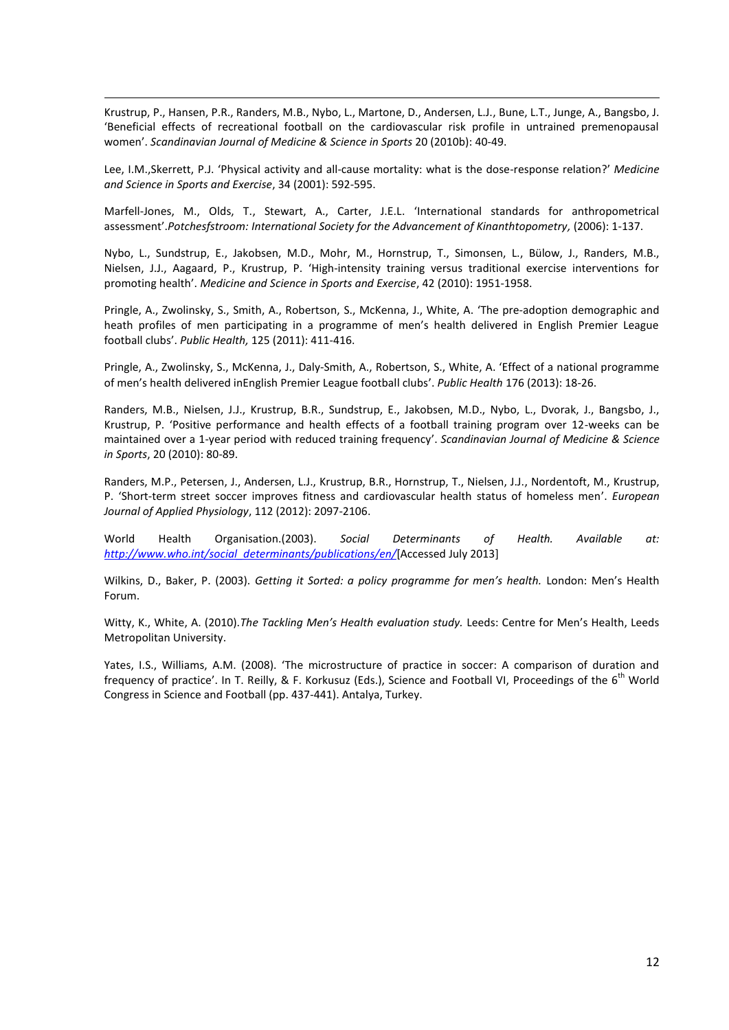Krustrup, P., Hansen, P.R., Randers, M.B., Nybo, L., Martone, D., Andersen, L.J., Bune, L.T., Junge, A., Bangsbo, J. 'Beneficial effects of recreational football on the cardiovascular risk profile in untrained premenopausal women'. *Scandinavian Journal of Medicine & Science in Sports* 20 (2010b): 40-49.

Lee, I.M.,Skerrett, P.J. 'Physical activity and all-cause mortality: what is the dose-response relation?' *Medicine and Science in Sports and Exercise*, 34 (2001): 592-595.

Marfell-Jones, M., Olds, T., Stewart, A., Carter, J.E.L. 'International standards for anthropometrical assessment'.*Potchesfstroom: International Society for the Advancement of Kinanthtopometry*, (2006): 1-137.

Nybo, L., Sundstrup, E., Jakobsen, M.D., Mohr, M., Hornstrup, T., Simonsen, L., Bülow, J., Randers, M.B., Nielsen, J.J., Aagaard, P., Krustrup, P. 'High-intensity training versus traditional exercise interventions for promoting health'. *Medicine and Science in Sports and Exercise*, 42 (2010): 1951-1958.

Pringle, A., Zwolinsky, S., Smith, A., Robertson, S., McKenna, J., White, A. 'The pre-adoption demographic and heath profiles of men participating in a programme of men's health delivered in English Premier League football clubs'. *Public Health,* 125 (2011): 411-416.

Pringle, A., Zwolinsky, S., McKenna, J., Daly-Smith, A., Robertson, S., White, A. 'Effect of a national programme of men's health delivered inEnglish Premier League football clubs'. *Public Health* 176 (2013): 18-26.

Randers, M.B., Nielsen, J.J., Krustrup, B.R., Sundstrup, E., Jakobsen, M.D., Nybo, L., Dvorak, J., Bangsbo, J., Krustrup, P. 'Positive performance and health effects of a football training program over 12-weeks can be maintained over a 1-year period with reduced training frequency'. *Scandinavian Journal of Medicine & Science in Sports*, 20 (2010): 80-89.

Randers, M.P., Petersen, J., Andersen, L.J., Krustrup, B.R., Hornstrup, T., Nielsen, J.J., Nordentoft, M., Krustrup, P. 'Short-term street soccer improves fitness and cardiovascular health status of homeless men'. *European Journal of Applied Physiology*, 112 (2012): 2097-2106.

World Health Organisation.(2003). *Social Determinants of Health. Available at:* [http://www.who.int/social_determinants/publications/en/](http://www.who.int/social_determinants/publications/en/)[Accessed July 2013]

Wilkins, D., Baker, P. (2003). *Getting it Sorted: a policy programme for men's health.* London: Men's Health Forum.

Witty, K., White, A. (2010).*The Tackling Men's Health evaluation study.* Leeds: Centre for Men's Health, Leeds Metropolitan University.

Yates, I.S., Williams, A.M. (2008). 'The microstructure of practice in soccer: A comparison of duration and frequency of practice'. In T. Reilly, & F. Korkusuz (Eds.), Science and Football VI, Proceedings of the 6th World Congress in Science and Football (pp. 437-441). Antalya, Turkey.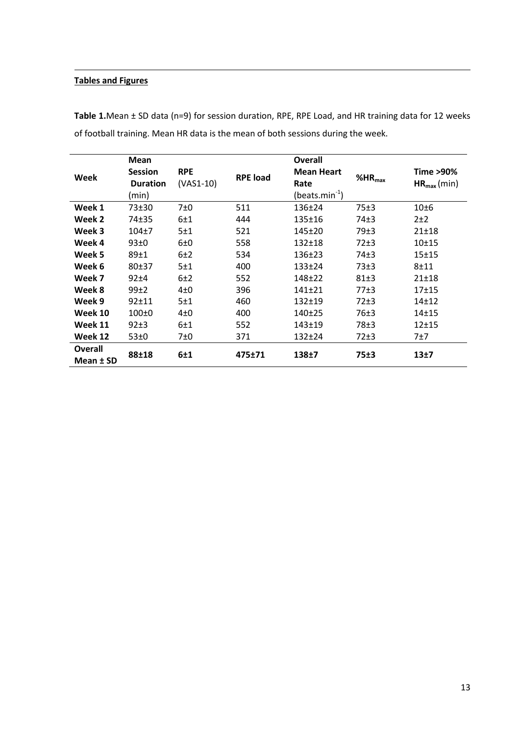**Tables and Figures**

**Table 1.** Mean ± SD data (n=9) for session duration, RPE, RPE Load, and HR training data for 12 weeks of football training. Mean HR data is the mean of both sessions during the week.

| Week | Mean Session Duration (min) | RPE (VAS1-10) | RPE load | Overall Mean Heart Rate (beats.min$^{-1}$) | %$HR_{max}$ | Time >90% $HR_{max}$ (min) |
|---|---|---|---|---|---|---|
| **Week 1** | 73±30 | 7±0 | 511 | 136±24 | 75±3 | 10±6 |
| **Week 2** | 74±35 | 6±1 | 444 | 135±16 | 74±3 | 2±2 |
| **Week 3** | 104±7 | 5±1 | 521 | 145±20 | 79±3 | 21±18 |
| **Week 4** | 93±0 | 6±0 | 558 | 132±18 | 72±3 | 10±15 |
| **Week 5** | 89±1 | 6±2 | 534 | 136±23 | 74±3 | 15±15 |
| **Week 6** | 80±37 | 5±1 | 400 | 133±24 | 73±3 | 8±11 |
| **Week 7** | 92±4 | 6±2 | 552 | 148±22 | 81±3 | 21±18 |
| **Week 8** | 99±2 | 4±0 | 396 | 141±21 | 77±3 | 17±15 |
| **Week 9** | 92±11 | 5±1 | 460 | 132±19 | 72±3 | 14±12 |
| **Week 10** | 100±0 | 4±0 | 400 | 140±25 | 76±3 | 14±15 |
| **Week 11** | 92±3 | 6±1 | 552 | 143±19 | 78±3 | 12±15 |
| **Week 12** | 53±0 | 7±0 | 371 | 132±24 | 72±3 | 7±7 |
| **Overall Mean ± SD** | **88±18** | **6±1** | **475±71** | **138±7** | **75±3** | **13±7** |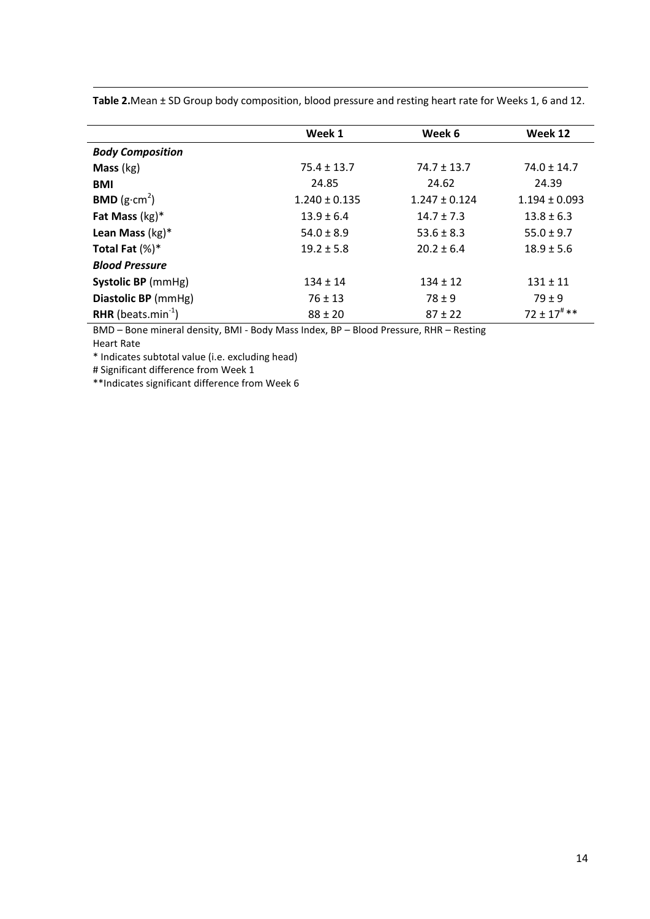**Table 2.**Mean ± SD Group body composition, blood pressure and resting heart rate for Weeks 1, 6 and 12.

| | **Week 1** | **Week 6** | **Week 12** |
|---|---|---|---|
| ***Body Composition*** | | | |
| **Mass** (kg) | 75.4 ± 13.7 | 74.7 ± 13.7 | 74.0 ± 14.7 |
| **BMI** | 24.85 | 24.62 | 24.39 |
| **BMD** ($g{\cdot}cm^2$) | 1.240 ± 0.135 | 1.247 ± 0.124 | 1.194 ± 0.093 |
| **Fat Mass** (kg)* | 13.9 ± 6.4 | 14.7 ± 7.3 | 13.8 ± 6.3 |
| **Lean Mass** (kg)* | 54.0 ± 8.9 | 53.6 ± 8.3 | 55.0 ± 9.7 |
| **Total Fat** (%)* | 19.2 ± 5.8 | 20.2 ± 6.4 | 18.9 ± 5.6 |
| ***Blood Pressure*** | | | |
| **Systolic BP** (mmHg) | 134 ± 14 | 134 ± 12 | 131 ± 11 |
| **Diastolic BP** (mmHg) | 76 ± 13 | 78 ± 9 | 79 ± 9 |
| **RHR** ($beats.min^{-1}$) | 88 ± 20 | 87 ± 22 | $72 \pm 17^{\#}$ ** |

BMD – Bone mineral density, BMI - Body Mass Index, BP – Blood Pressure, RHR – Resting Heart Rate

* Indicates subtotal value (i.e. excluding head)

# Significant difference from Week 1

**Indicates significant difference from Week 6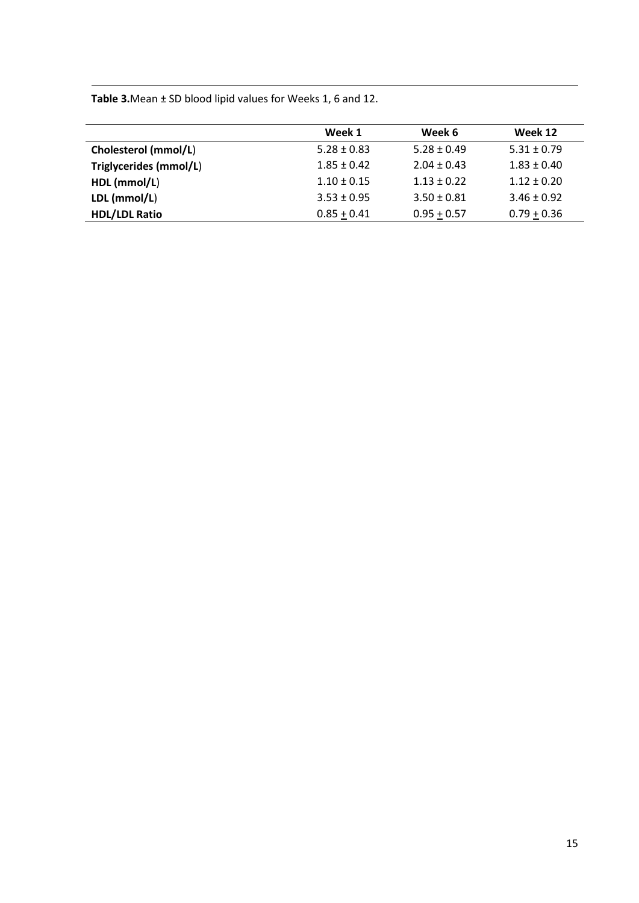**Table 3.** Mean ± SD blood lipid values for Weeks 1, 6 and 12.

| | Week 1 | Week 6 | Week 12 |
|---|---|---|---|
| **Cholesterol (mmol/L)** | 5.28 ± 0.83 | 5.28 ± 0.49 | 5.31 ± 0.79 |
| **Triglycerides (mmol/L)** | 1.85 ± 0.42 | 2.04 ± 0.43 | 1.83 ± 0.40 |
| **HDL (mmol/L)** | 1.10 ± 0.15 | 1.13 ± 0.22 | 1.12 ± 0.20 |
| **LDL (mmol/L)** | 3.53 ± 0.95 | 3.50 ± 0.81 | 3.46 ± 0.92 |
| **HDL/LDL Ratio** | 0.85 ± 0.41 | 0.95 ± 0.57 | 0.79 ± 0.36 |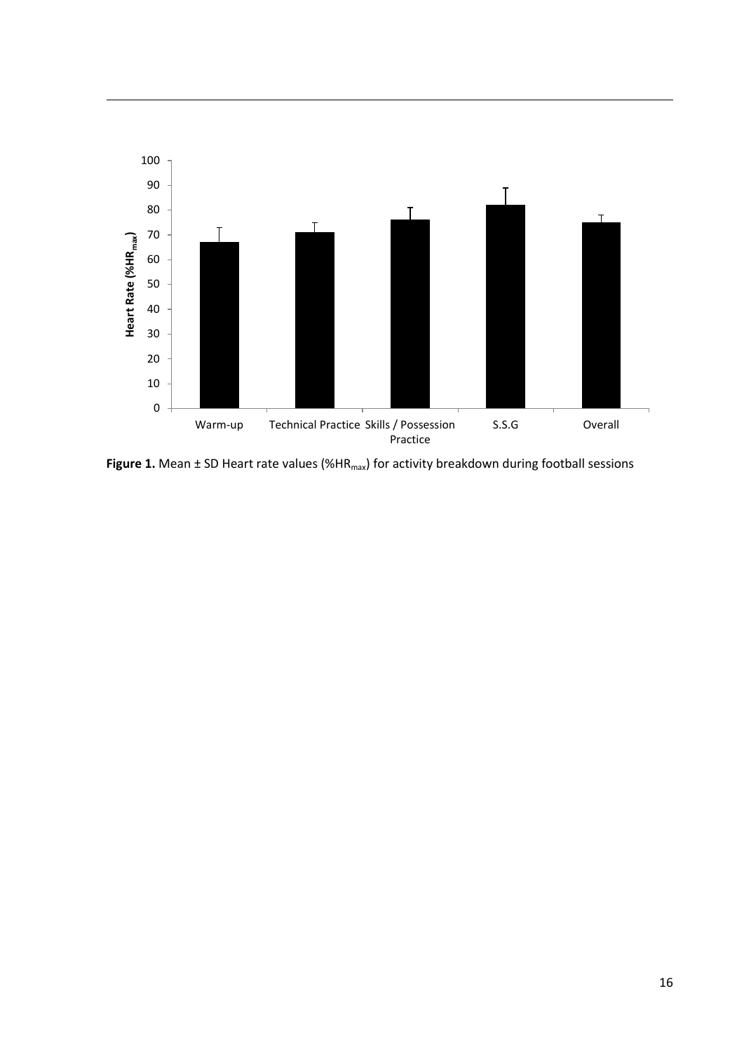**Figure 1.** Mean ± SD Heart rate values (%$HR_{max}$) for activity breakdown during football sessions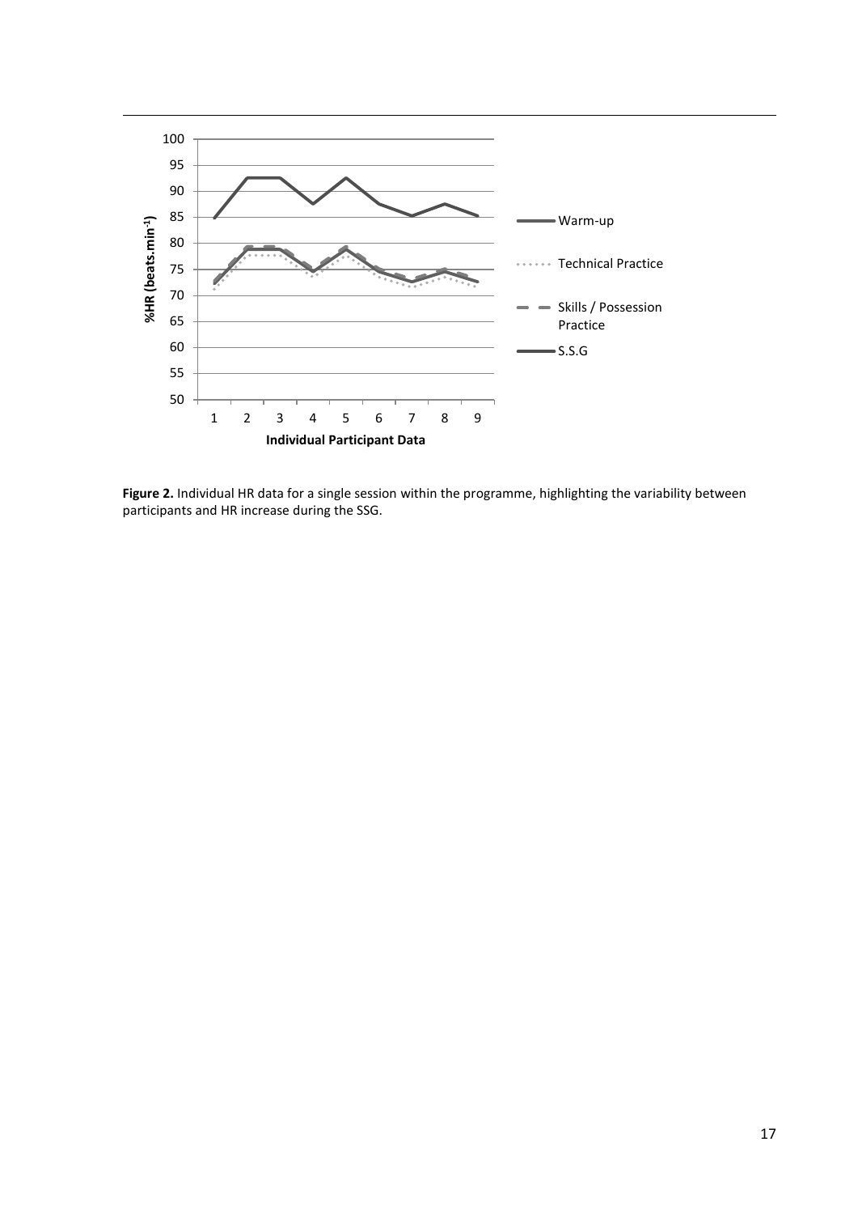**Figure 2.** Individual HR data for a single session within the programme, highlighting the variability between participants and HR increase during the SSG.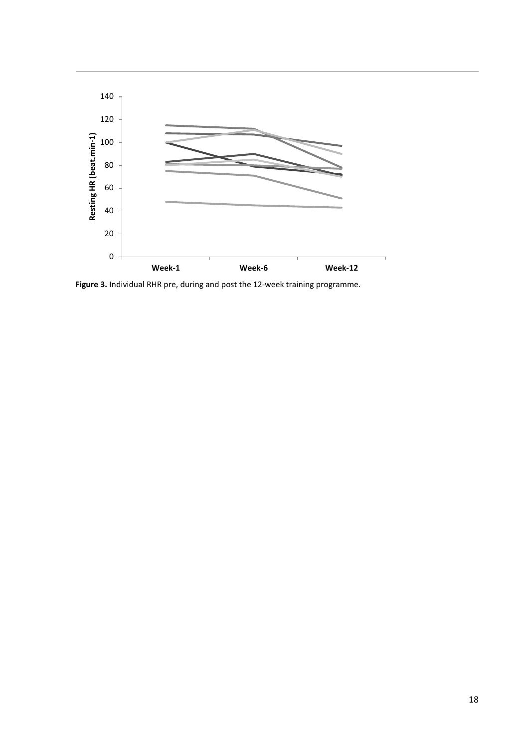140

120

100

80

60

40

20

0

Resting HR (beat.min-1)

Week-1

Week-6

Week-12

**Figure 3.** Individual RHR pre, during and post the 12-week training programme.